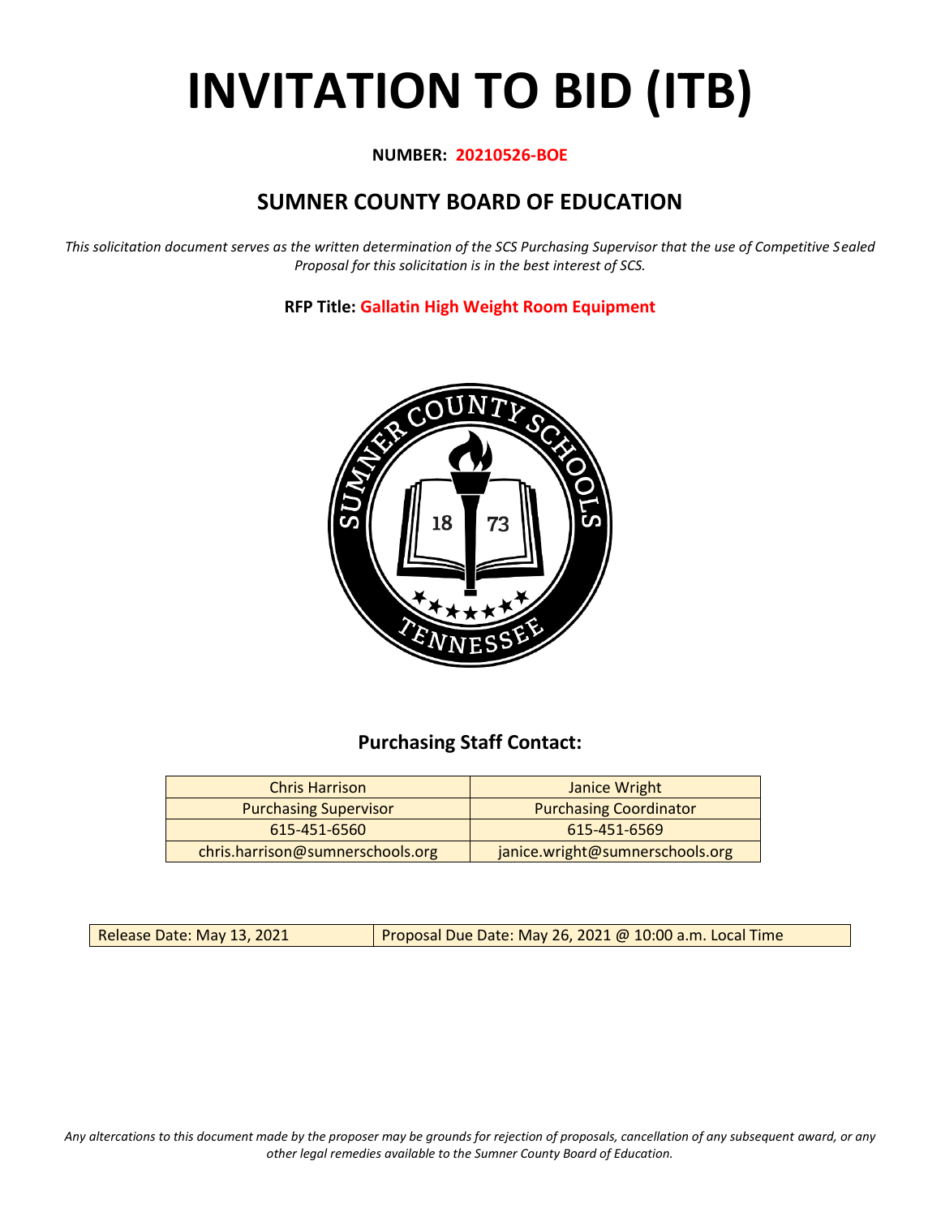# INVITATION TO BID (ITB)

**NUMBER: 20210526-BOE**

## SUMNER COUNTY BOARD OF EDUCATION

*This solicitation document serves as the written determination of the SCS Purchasing Supervisor that the use of Competitive Sealed Proposal for this solicitation is in the best interest of SCS.*

**RFP Title: Gallatin High Weight Room Equipment**

### Purchasing Staff Contact:

| Chris Harrison | Janice Wright |
|---|---|
| Purchasing Supervisor | Purchasing Coordinator |
| 615-451-6560 | 615-451-6569 |
| chris.harrison@sumnerschools.org | janice.wright@sumnerschools.org |

| Release Date: May 13, 2021 | Proposal Due Date: May 26, 2021 @ 10:00 a.m. Local Time |
|---|---|

*Any altercations to this document made by the proposer may be grounds for rejection of proposals, cancellation of any subsequent award, or any other legal remedies available to the Sumner County Board of Education.*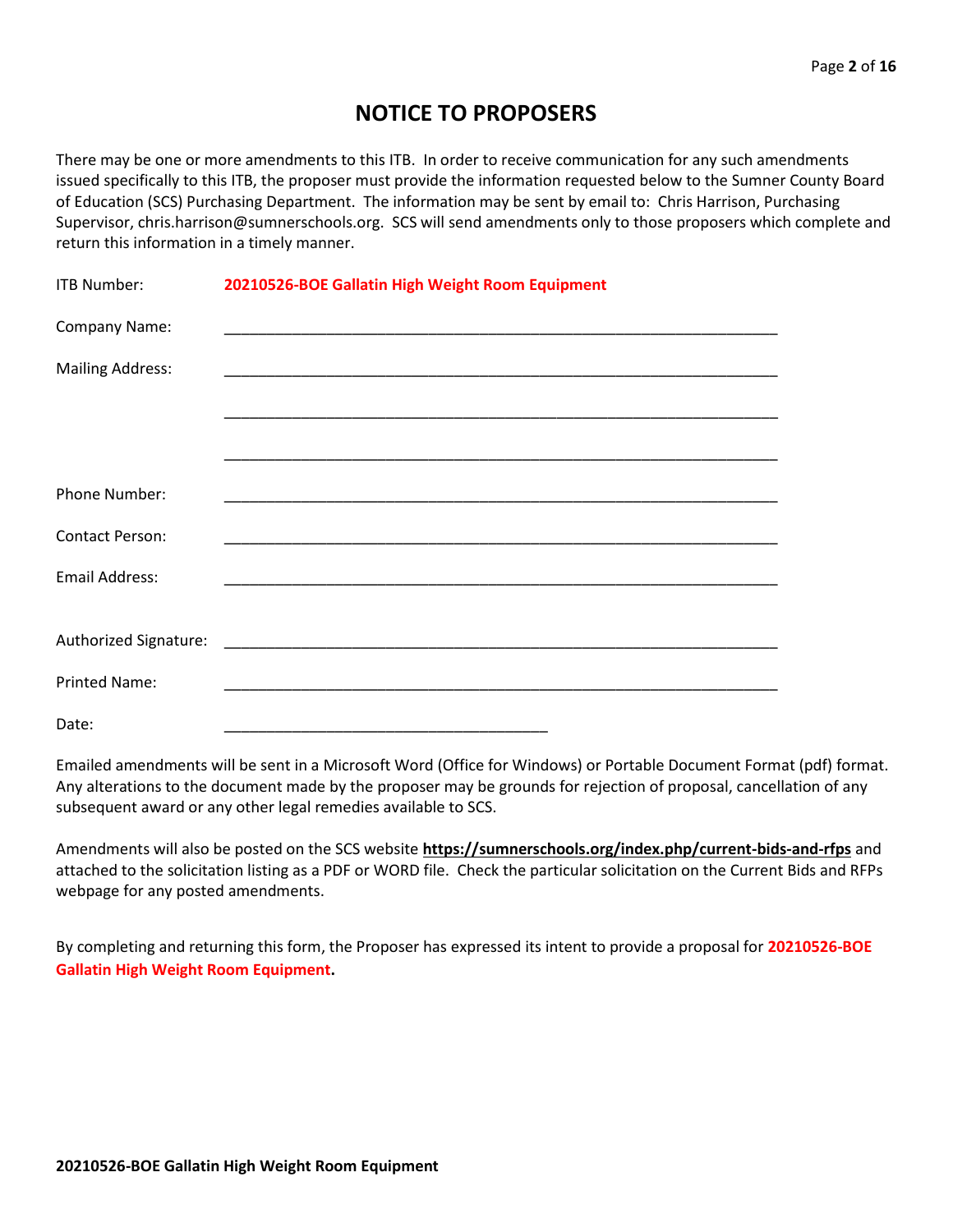# NOTICE TO PROPOSERS

There may be one or more amendments to this ITB. In order to receive communication for any such amendments issued specifically to this ITB, the proposer must provide the information requested below to the Sumner County Board of Education (SCS) Purchasing Department. The information may be sent by email to: Chris Harrison, Purchasing Supervisor, chris.harrison@sumnerschools.org. SCS will send amendments only to those proposers which complete and return this information in a timely manner.

ITB Number: **20210526-BOE Gallatin High Weight Room Equipment**

Company Name: ______________________________________________________________

Mailing Address: ______________________________________________________________

______________________________________________________________

______________________________________________________________

Phone Number: ______________________________________________________________

Contact Person: ______________________________________________________________

Email Address: ______________________________________________________________

Authorized Signature: ______________________________________________________________

Printed Name: ______________________________________________________________

Date: _____________________________________

Emailed amendments will be sent in a Microsoft Word (Office for Windows) or Portable Document Format (pdf) format. Any alterations to the document made by the proposer may be grounds for rejection of proposal, cancellation of any subsequent award or any other legal remedies available to SCS.

Amendments will also be posted on the SCS website **https://sumnerschools.org/index.php/current-bids-and-rfps** and attached to the solicitation listing as a PDF or WORD file. Check the particular solicitation on the Current Bids and RFPs webpage for any posted amendments.

By completing and returning this form, the Proposer has expressed its intent to provide a proposal for **20210526-BOE Gallatin High Weight Room Equipment.**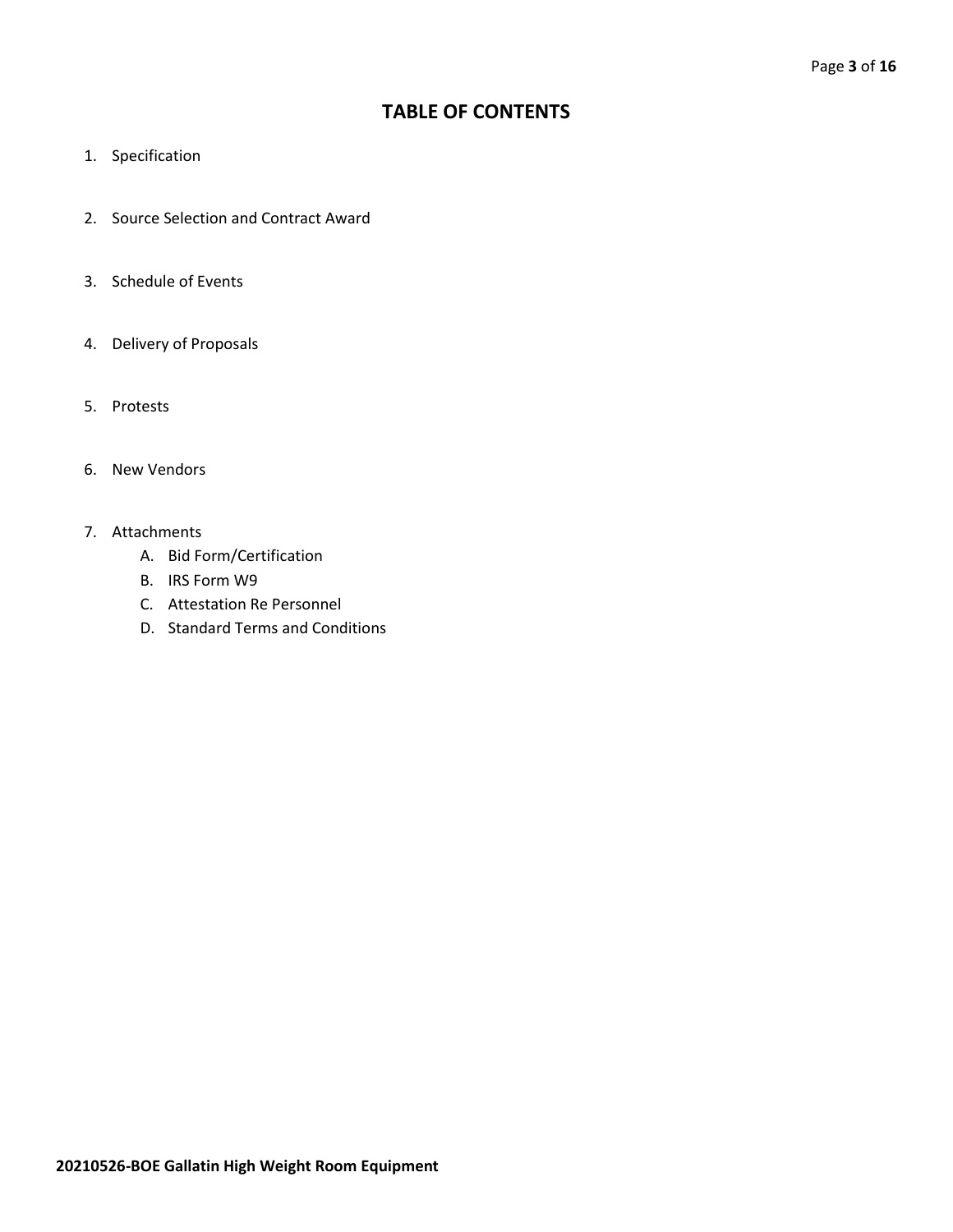# TABLE OF CONTENTS

1. Specification
2. Source Selection and Contract Award
3. Schedule of Events
4. Delivery of Proposals
5. Protests
6. New Vendors
7. Attachments
   A. Bid Form/Certification
   B. IRS Form W9
   C. Attestation Re Personnel
   D. Standard Terms and Conditions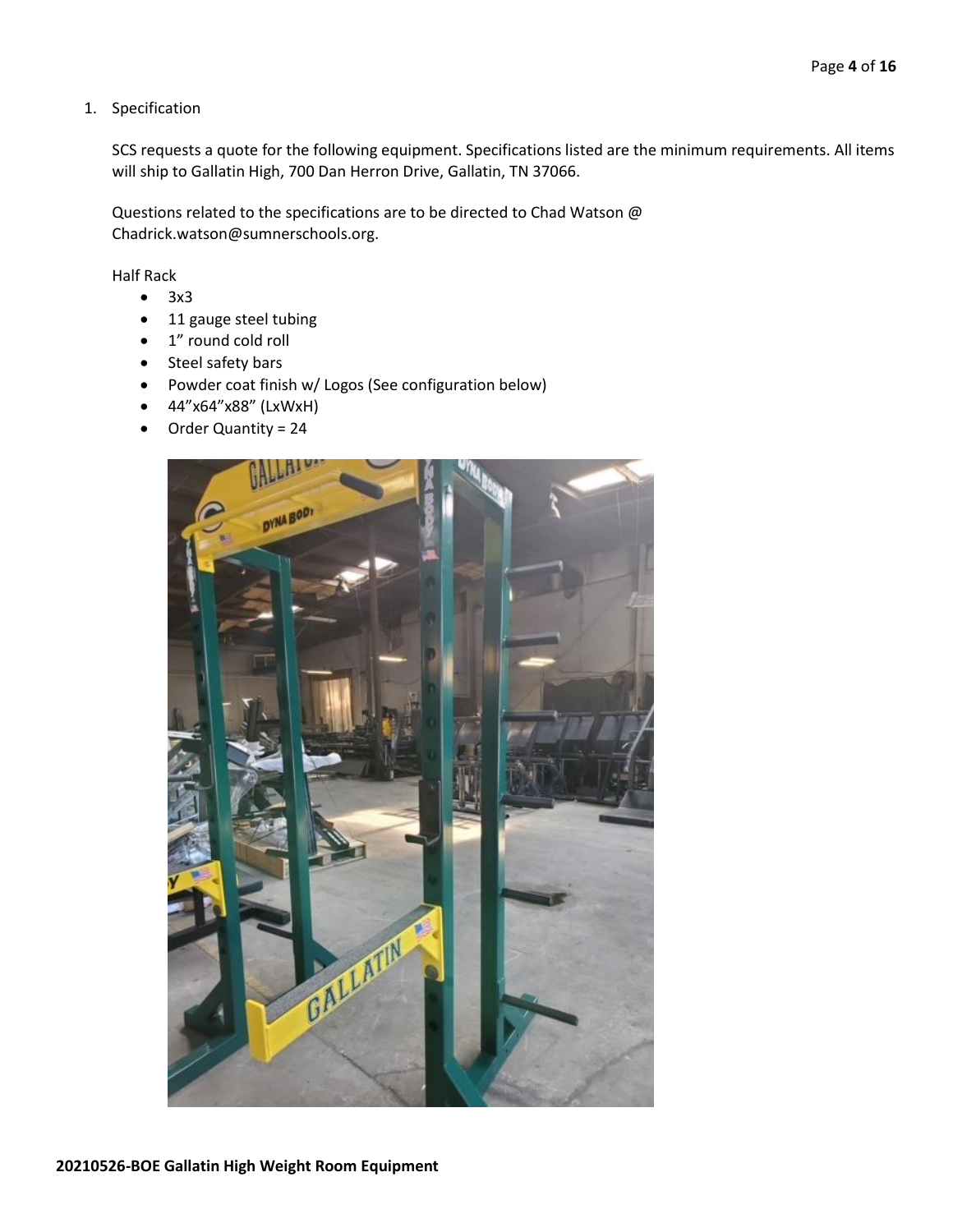1. Specification

   SCS requests a quote for the following equipment. Specifications listed are the minimum requirements. All items will ship to Gallatin High, 700 Dan Herron Drive, Gallatin, TN 37066.

   Questions related to the specifications are to be directed to Chad Watson @ Chadrick.watson@sumnerschools.org.

   Half Rack

   - 3x3
   - 11 gauge steel tubing
   - 1" round cold roll
   - Steel safety bars
   - Powder coat finish w/ Logos (See configuration below)
   - 44"x64"x88" (LxWxH)
   - Order Quantity = 24

**20210526-BOE Gallatin High Weight Room Equipment**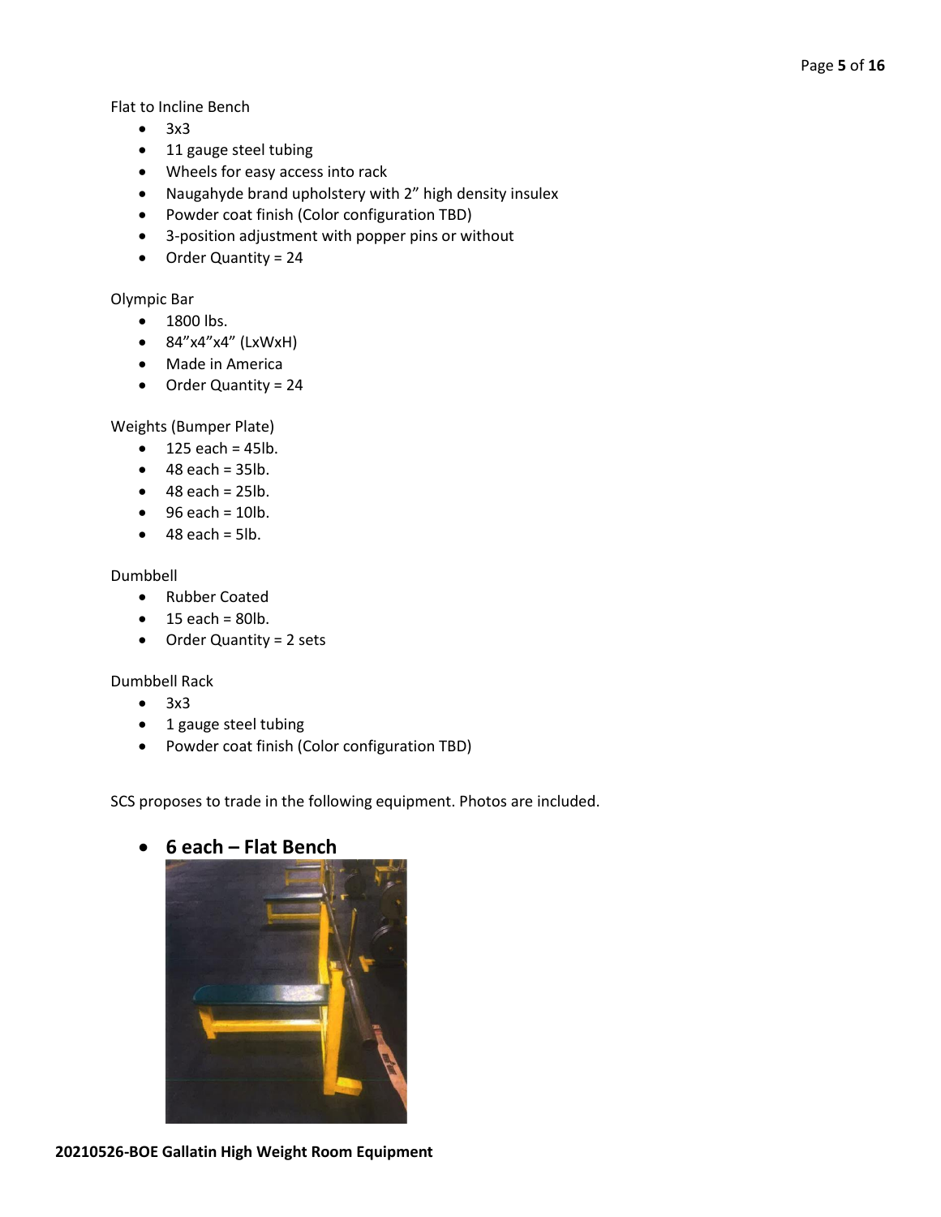Flat to Incline Bench

- 3x3
- 11 gauge steel tubing
- Wheels for easy access into rack
- Naugahyde brand upholstery with 2" high density insulex
- Powder coat finish (Color configuration TBD)
- 3-position adjustment with popper pins or without
- Order Quantity = 24

Olympic Bar

- 1800 lbs.
- 84"x4"x4" (LxWxH)
- Made in America
- Order Quantity = 24

Weights (Bumper Plate)

- 125 each = 45lb.
- 48 each = 35lb.
- 48 each = 25lb.
- 96 each = 10lb.
- 48 each = 5lb.

Dumbbell

- Rubber Coated
- 15 each = 80lb.
- Order Quantity = 2 sets

Dumbbell Rack

- 3x3
- 1 gauge steel tubing
- Powder coat finish (Color configuration TBD)

SCS proposes to trade in the following equipment. Photos are included.

- **6 each – Flat Bench**

**20210526-BOE Gallatin High Weight Room Equipment**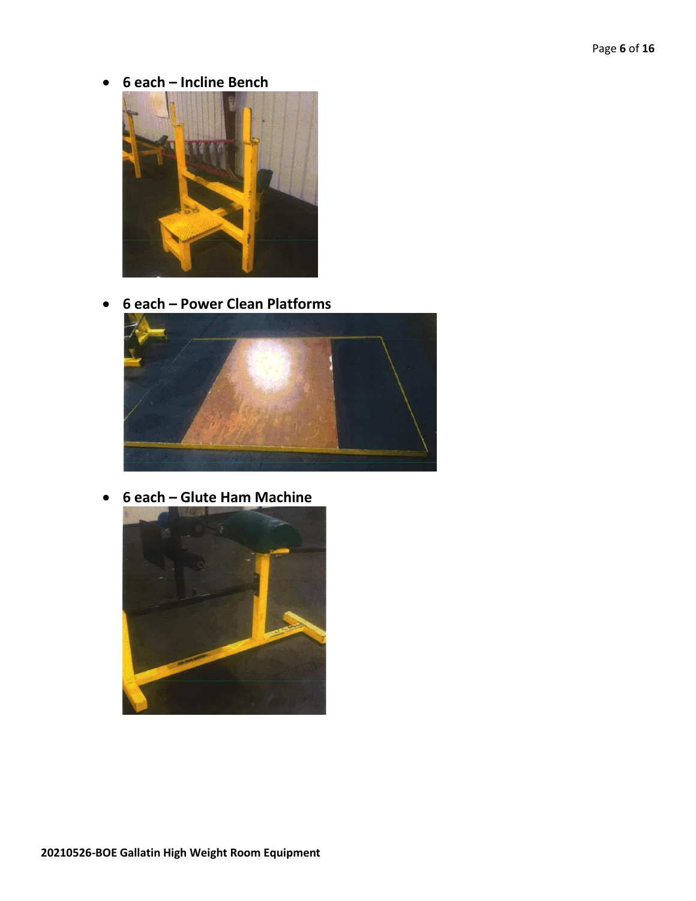- **6 each – Incline Bench**

- **6 each – Power Clean Platforms**

- **6 each – Glute Ham Machine**

**20210526-BOE Gallatin High Weight Room Equipment**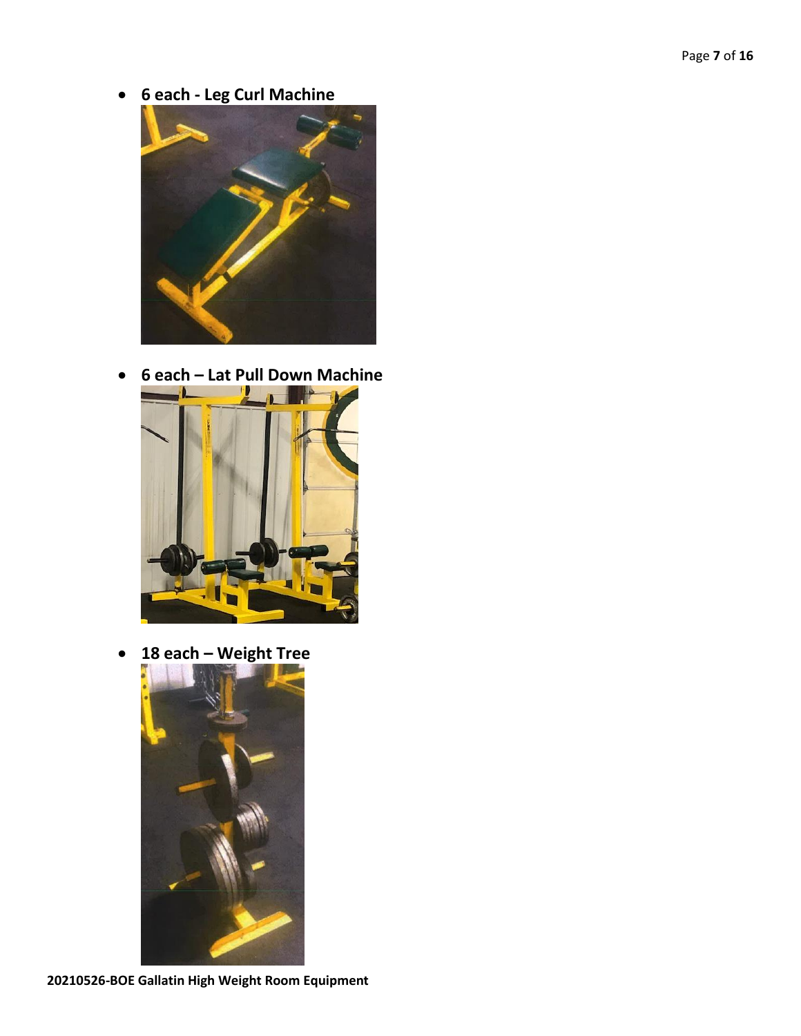- **6 each - Leg Curl Machine**
- **6 each – Lat Pull Down Machine**
- **18 each – Weight Tree**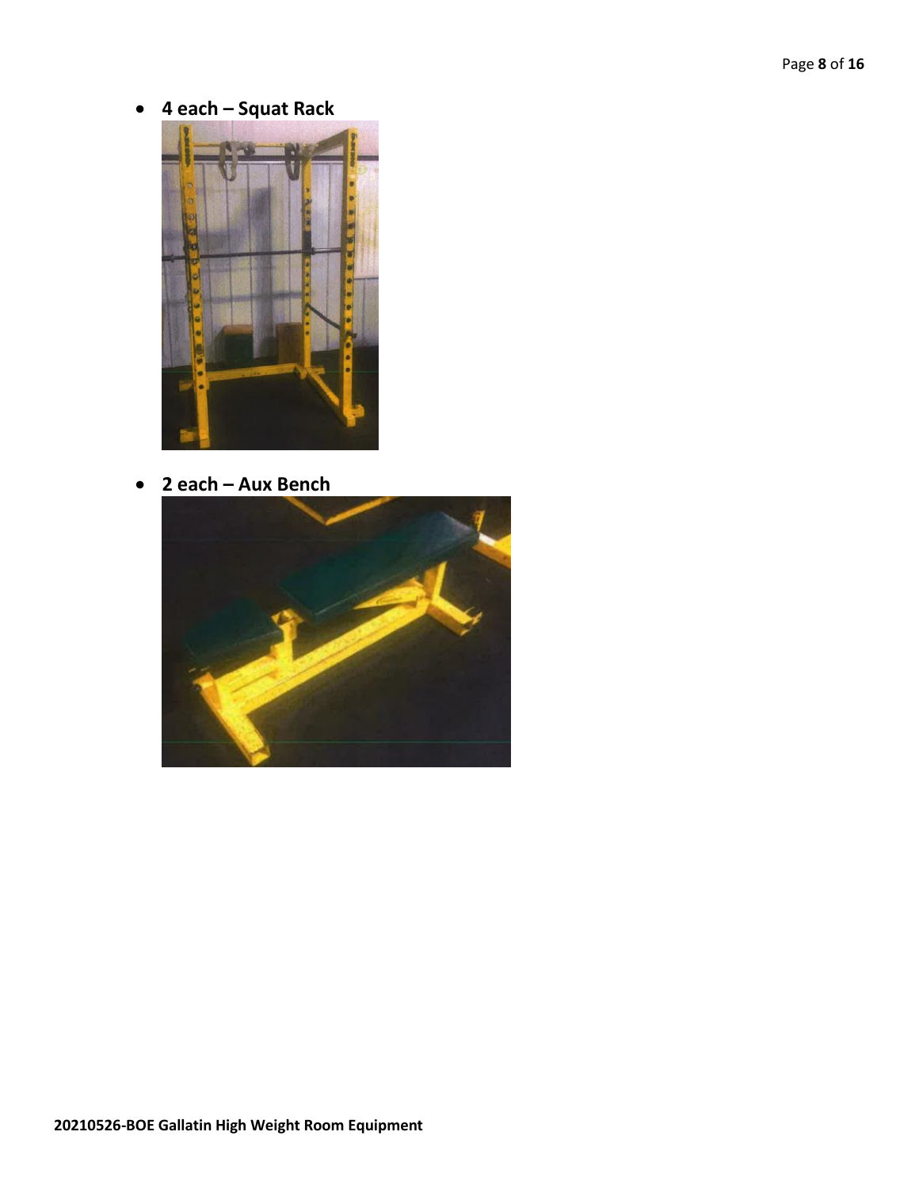- **4 each – Squat Rack**

- **2 each – Aux Bench**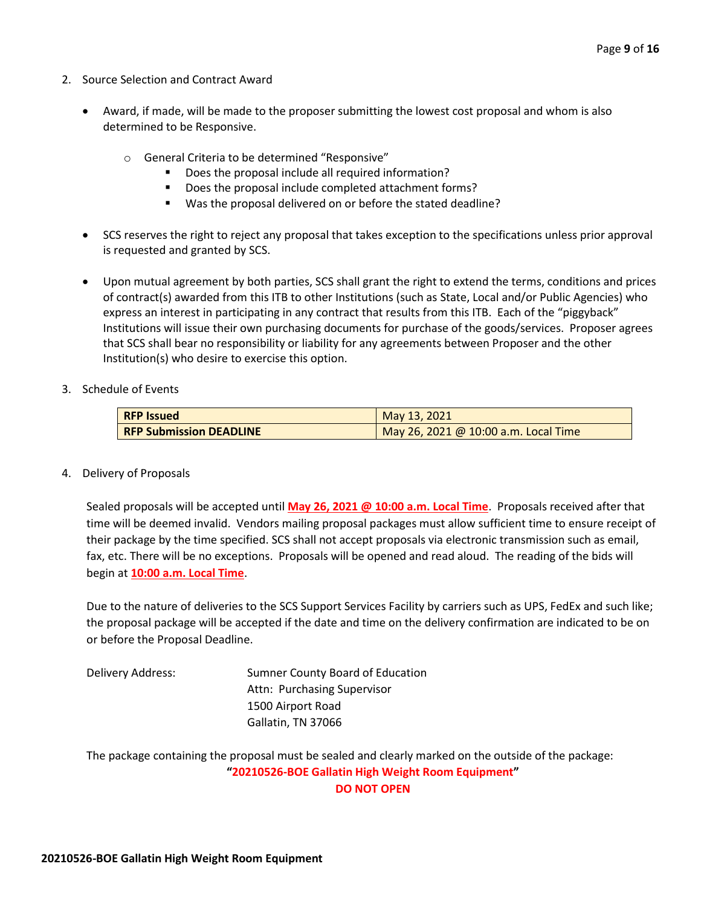2. Source Selection and Contract Award

   - Award, if made, will be made to the proposer submitting the lowest cost proposal and whom is also determined to be Responsive.

     - General Criteria to be determined "Responsive"
       - Does the proposal include all required information?
       - Does the proposal include completed attachment forms?
       - Was the proposal delivered on or before the stated deadline?

   - SCS reserves the right to reject any proposal that takes exception to the specifications unless prior approval is requested and granted by SCS.

   - Upon mutual agreement by both parties, SCS shall grant the right to extend the terms, conditions and prices of contract(s) awarded from this ITB to other Institutions (such as State, Local and/or Public Agencies) who express an interest in participating in any contract that results from this ITB. Each of the "piggyback" Institutions will issue their own purchasing documents for purchase of the goods/services. Proposer agrees that SCS shall bear no responsibility or liability for any agreements between Proposer and the other Institution(s) who desire to exercise this option.

3. Schedule of Events

| **RFP Issued** | May 13, 2021 |
|---|---|
| **RFP Submission DEADLINE** | May 26, 2021 @ 10:00 a.m. Local Time |

4. Delivery of Proposals

   Sealed proposals will be accepted until **May 26, 2021 @ 10:00 a.m. Local Time**. Proposals received after that time will be deemed invalid. Vendors mailing proposal packages must allow sufficient time to ensure receipt of their package by the time specified. SCS shall not accept proposals via electronic transmission such as email, fax, etc. There will be no exceptions. Proposals will be opened and read aloud. The reading of the bids will begin at **10:00 a.m. Local Time**.

   Due to the nature of deliveries to the SCS Support Services Facility by carriers such as UPS, FedEx and such like; the proposal package will be accepted if the date and time on the delivery confirmation are indicated to be on or before the Proposal Deadline.

   Delivery Address:
   Sumner County Board of Education
   Attn: Purchasing Supervisor
   1500 Airport Road
   Gallatin, TN 37066

   The package containing the proposal must be sealed and clearly marked on the outside of the package:

   **"20210526-BOE Gallatin High Weight Room Equipment"**

   **DO NOT OPEN**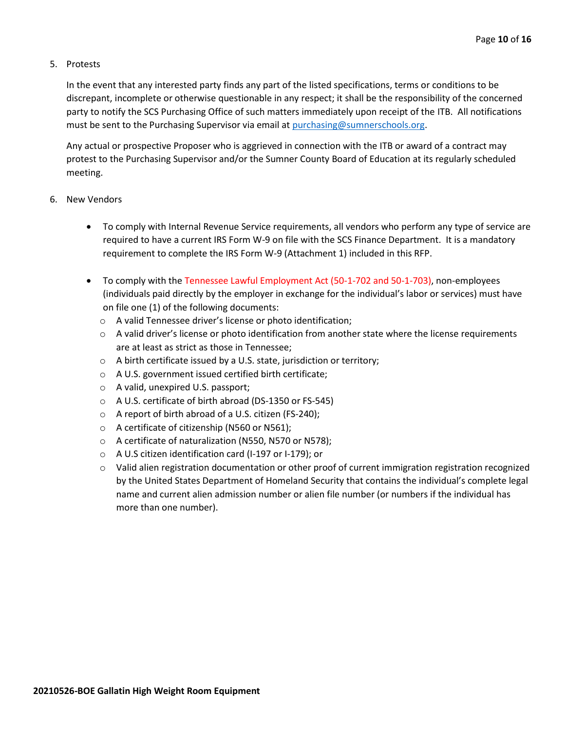5. Protests

   In the event that any interested party finds any part of the listed specifications, terms or conditions to be discrepant, incomplete or otherwise questionable in any respect; it shall be the responsibility of the concerned party to notify the SCS Purchasing Office of such matters immediately upon receipt of the ITB. All notifications must be sent to the Purchasing Supervisor via email at [purchasing@sumnerschools.org](mailto:purchasing@sumnerschools.org).

   Any actual or prospective Proposer who is aggrieved in connection with the ITB or award of a contract may protest to the Purchasing Supervisor and/or the Sumner County Board of Education at its regularly scheduled meeting.

6. New Vendors

   - To comply with Internal Revenue Service requirements, all vendors who perform any type of service are required to have a current IRS Form W-9 on file with the SCS Finance Department. It is a mandatory requirement to complete the IRS Form W-9 (Attachment 1) included in this RFP.

   - To comply with the Tennessee Lawful Employment Act (50-1-702 and 50-1-703), non-employees (individuals paid directly by the employer in exchange for the individual's labor or services) must have on file one (1) of the following documents:
     - A valid Tennessee driver's license or photo identification;
     - A valid driver's license or photo identification from another state where the license requirements are at least as strict as those in Tennessee;
     - A birth certificate issued by a U.S. state, jurisdiction or territory;
     - A U.S. government issued certified birth certificate;
     - A valid, unexpired U.S. passport;
     - A U.S. certificate of birth abroad (DS-1350 or FS-545)
     - A report of birth abroad of a U.S. citizen (FS-240);
     - A certificate of citizenship (N560 or N561);
     - A certificate of naturalization (N550, N570 or N578);
     - A U.S citizen identification card (I-197 or I-179); or
     - Valid alien registration documentation or other proof of current immigration registration recognized by the United States Department of Homeland Security that contains the individual's complete legal name and current alien admission number or alien file number (or numbers if the individual has more than one number).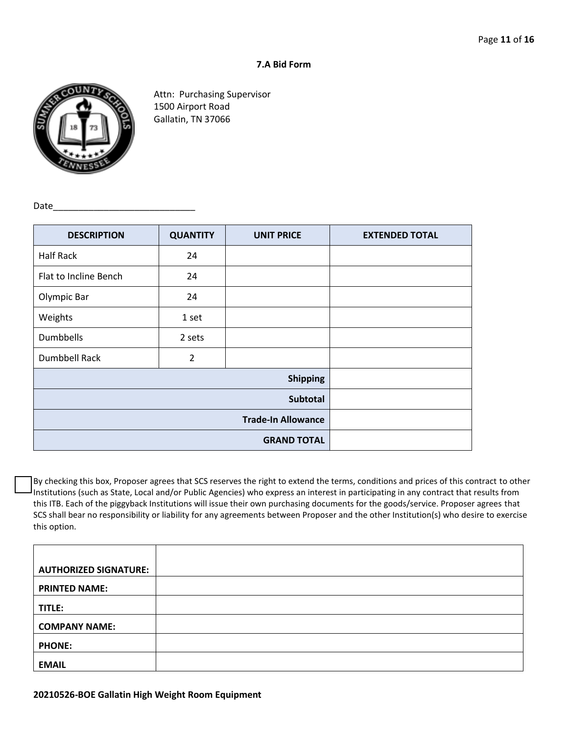## 7.A Bid Form

Attn: Purchasing Supervisor
1500 Airport Road
Gallatin, TN 37066

Date_____________________________

| DESCRIPTION | QUANTITY | UNIT PRICE | EXTENDED TOTAL |
|---|---|---|---|
| Half Rack | 24 | | |
| Flat to Incline Bench | 24 | | |
| Olympic Bar | 24 | | |
| Weights | 1 set | | |
| Dumbbells | 2 sets | | |
| Dumbbell Rack | 2 | | |
| | | **Shipping** | |
| | | **Subtotal** | |
| | | **Trade-In Allowance** | |
| | | **GRAND TOTAL** | |

☐ By checking this box, Proposer agrees that SCS reserves the right to extend the terms, conditions and prices of this contract to other Institutions (such as State, Local and/or Public Agencies) who express an interest in participating in any contract that results from this ITB. Each of the piggyback Institutions will issue their own purchasing documents for the goods/service. Proposer agrees that SCS shall bear no responsibility or liability for any agreements between Proposer and the other Institution(s) who desire to exercise this option.

| | |
|---|---|
| **AUTHORIZED SIGNATURE:** | |
| **PRINTED NAME:** | |
| **TITLE:** | |
| **COMPANY NAME:** | |
| **PHONE:** | |
| **EMAIL** | |

**20210526-BOE Gallatin High Weight Room Equipment**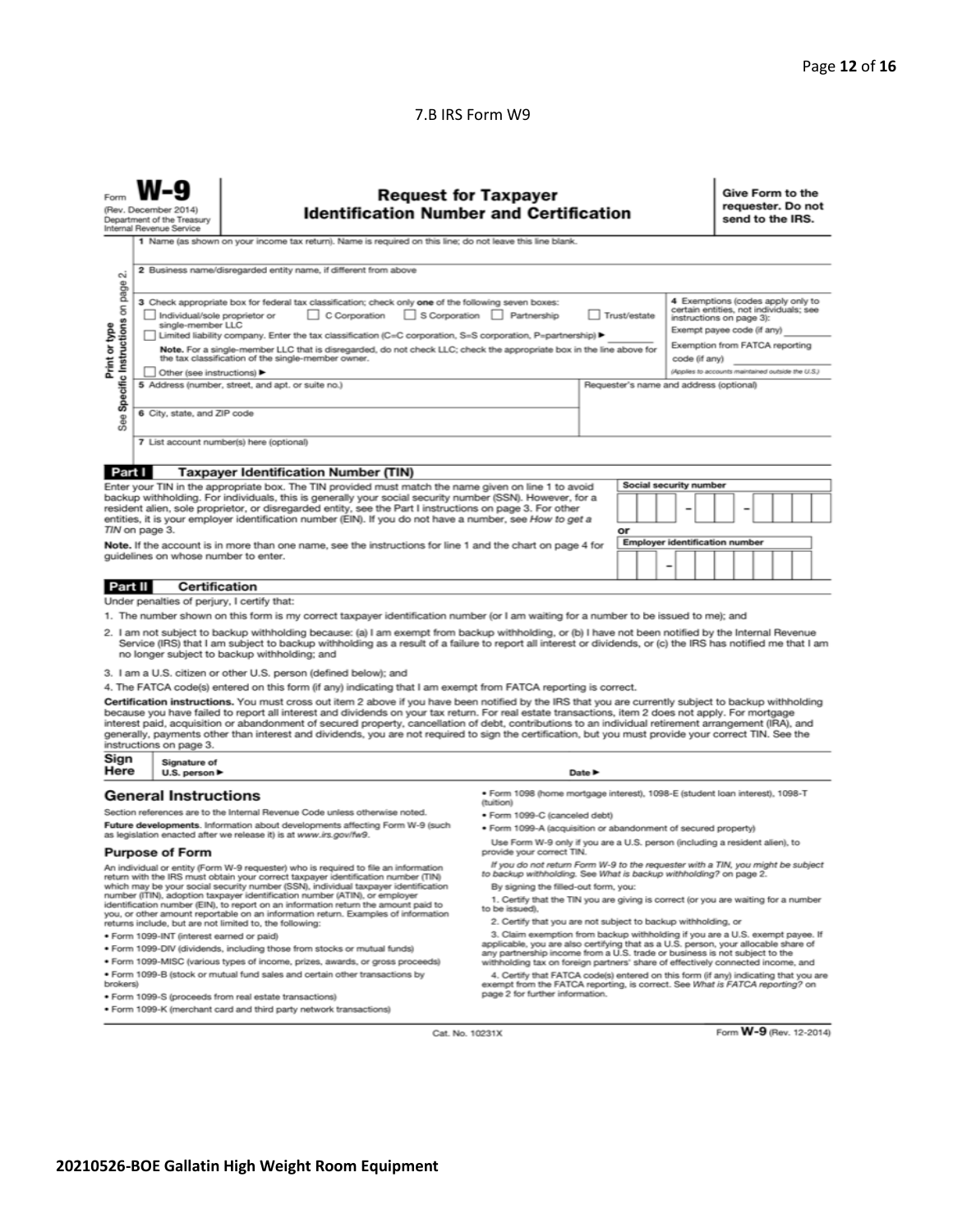7.B IRS Form W9

Form **W-9**
(Rev. December 2014)
Department of the Treasury
Internal Revenue Service

# Request for Taxpayer Identification Number and Certification

**Give Form to the requester. Do not send to the IRS.**

Print or type
See **Specific Instructions** on page 2.

1 Name (as shown on your income tax return). Name is required on this line; do not leave this line blank.

2 Business name/disregarded entity name, if different from above

3 Check appropriate box for federal tax classification; check only **one** of the following seven boxes:
☐ Individual/sole proprietor or single-member LLC ☐ C Corporation ☐ S Corporation ☐ Partnership ☐ Trust/estate
☐ Limited liability company. Enter the tax classification (C=C corporation, S=S corporation, P=partnership) ▶
**Note.** For a single-member LLC that is disregarded, do not check LLC; check the appropriate box in the line above for the tax classification of the single-member owner.
☐ Other (see instructions) ▶

4 Exemptions (codes apply only to certain entities, not individuals; see instructions on page 3):
Exempt payee code (if any)
Exemption from FATCA reporting code (if any)
*(Applies to accounts maintained outside the U.S.)*

5 Address (number, street, and apt. or suite no.)

Requester's name and address (optional)

6 City, state, and ZIP code

7 List account number(s) here (optional)

## Part I Taxpayer Identification Number (TIN)

Enter your TIN in the appropriate box. The TIN provided must match the name given on line 1 to avoid backup withholding. For individuals, this is generally your social security number (SSN). However, for a resident alien, sole proprietor, or disregarded entity, see the Part I instructions on page 3. For other entities, it is your employer identification number (EIN). If you do not have a number, see *How to get a TIN* on page 3.

**Note.** If the account is in more than one name, see the instructions for line 1 and the chart on page 4 for guidelines on whose number to enter.

**Social security number**

or

**Employer identification number**

## Part II Certification

Under penalties of perjury, I certify that:

1. The number shown on this form is my correct taxpayer identification number (or I am waiting for a number to be issued to me); and
2. I am not subject to backup withholding because: (a) I am exempt from backup withholding, or (b) I have not been notified by the Internal Revenue Service (IRS) that I am subject to backup withholding as a result of a failure to report all interest or dividends, or (c) the IRS has notified me that I am no longer subject to backup withholding; and
3. I am a U.S. citizen or other U.S. person (defined below); and
4. The FATCA code(s) entered on this form (if any) indicating that I am exempt from FATCA reporting is correct.

**Certification instructions.** You must cross out item 2 above if you have been notified by the IRS that you are currently subject to backup withholding because you have failed to report all interest and dividends on your tax return. For real estate transactions, item 2 does not apply. For mortgage interest paid, acquisition or abandonment of secured property, cancellation of debt, contributions to an individual retirement arrangement (IRA), and generally, payments other than interest and dividends, you are not required to sign the certification, but you must provide your correct TIN. See the instructions on page 3.

**Sign Here** Signature of U.S. person ▶ Date ▶

## General Instructions

Section references are to the Internal Revenue Code unless otherwise noted.

**Future developments.** Information about developments affecting Form W-9 (such as legislation enacted after we release it) is at *www.irs.gov/fw9*.

### Purpose of Form

An individual or entity (Form W-9 requester) who is required to file an information return with the IRS must obtain your correct taxpayer identification number (TIN) which may be your social security number (SSN), individual taxpayer identification number (ITIN), adoption taxpayer identification number (ATIN), or employer identification number (EIN), to report on an information return the amount paid to you, or other amount reportable on an information return. Examples of information returns include, but are not limited to, the following:

- Form 1099-INT (interest earned or paid)
- Form 1099-DIV (dividends, including those from stocks or mutual funds)
- Form 1099-MISC (various types of income, prizes, awards, or gross proceeds)
- Form 1099-B (stock or mutual fund sales and certain other transactions by brokers)
- Form 1099-S (proceeds from real estate transactions)
- Form 1099-K (merchant card and third party network transactions)
- Form 1098 (home mortgage interest), 1098-E (student loan interest), 1098-T (tuition)
- Form 1099-C (canceled debt)
- Form 1099-A (acquisition or abandonment of secured property)

Use Form W-9 only if you are a U.S. person (including a resident alien), to provide your correct TIN.

*If you do not return Form W-9 to the requester with a TIN, you might be subject to backup withholding. See What is backup withholding? on page 2.*

By signing the filled-out form, you:

1. Certify that the TIN you are giving is correct (or you are waiting for a number to be issued),
2. Certify that you are not subject to backup withholding, or
3. Claim exemption from backup withholding if you are a U.S. exempt payee. If applicable, you are also certifying that as a U.S. person, your allocable share of any partnership income from a U.S. trade or business is not subject to the withholding tax on foreign partners' share of effectively connected income, and
4. Certify that FATCA code(s) entered on this form (if any) indicating that you are exempt from the FATCA reporting, is correct. See *What is FATCA reporting?* on page 2 for further information.

Cat. No. 10231X

Form **W-9** (Rev. 12-2014)

**20210526-BOE Gallatin High Weight Room Equipment**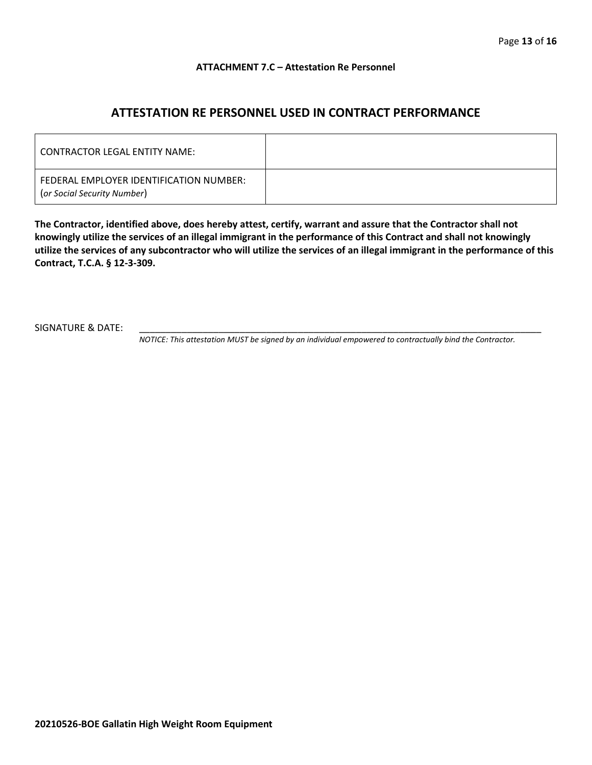**ATTACHMENT 7.C – Attestation Re Personnel**

## ATTESTATION RE PERSONNEL USED IN CONTRACT PERFORMANCE

| | |
|---|---|
| CONTRACTOR LEGAL ENTITY NAME: | |
| FEDERAL EMPLOYER IDENTIFICATION NUMBER: (*or Social Security Number*) | |

**The Contractor, identified above, does hereby attest, certify, warrant and assure that the Contractor shall not knowingly utilize the services of an illegal immigrant in the performance of this Contract and shall not knowingly utilize the services of any subcontractor who will utilize the services of an illegal immigrant in the performance of this Contract, T.C.A. § 12-3-309.**

SIGNATURE & DATE: ______________________________________________________________

*NOTICE: This attestation MUST be signed by an individual empowered to contractually bind the Contractor.*

**20210526-BOE Gallatin High Weight Room Equipment**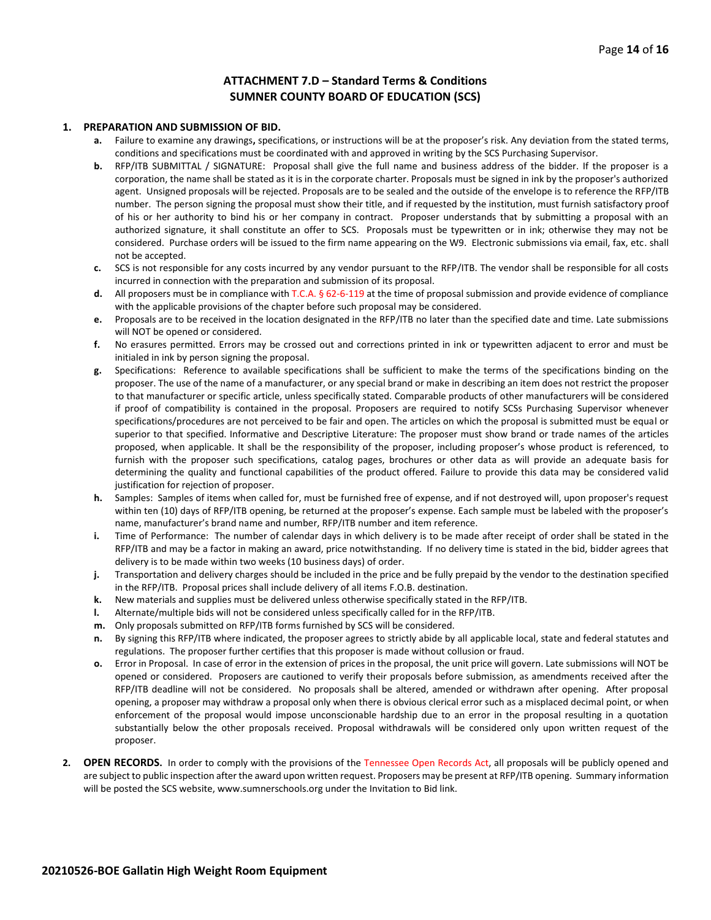## ATTACHMENT 7.D – Standard Terms & Conditions
## SUMNER COUNTY BOARD OF EDUCATION (SCS)

1. **PREPARATION AND SUBMISSION OF BID.**
    - **a.** Failure to examine any drawings**,** specifications, or instructions will be at the proposer's risk. Any deviation from the stated terms, conditions and specifications must be coordinated with and approved in writing by the SCS Purchasing Supervisor.
    - **b.** RFP/ITB SUBMITTAL / SIGNATURE: Proposal shall give the full name and business address of the bidder. If the proposer is a corporation, the name shall be stated as it is in the corporate charter. Proposals must be signed in ink by the proposer's authorized agent. Unsigned proposals will be rejected. Proposals are to be sealed and the outside of the envelope is to reference the RFP/ITB number. The person signing the proposal must show their title, and if requested by the institution, must furnish satisfactory proof of his or her authority to bind his or her company in contract. Proposer understands that by submitting a proposal with an authorized signature, it shall constitute an offer to SCS. Proposals must be typewritten or in ink; otherwise they may not be considered. Purchase orders will be issued to the firm name appearing on the W9. Electronic submissions via email, fax, etc. shall not be accepted.
    - **c.** SCS is not responsible for any costs incurred by any vendor pursuant to the RFP/ITB. The vendor shall be responsible for all costs incurred in connection with the preparation and submission of its proposal.
    - **d.** All proposers must be in compliance with T.C.A. § 62-6-119 at the time of proposal submission and provide evidence of compliance with the applicable provisions of the chapter before such proposal may be considered.
    - **e.** Proposals are to be received in the location designated in the RFP/ITB no later than the specified date and time. Late submissions will NOT be opened or considered.
    - **f.** No erasures permitted. Errors may be crossed out and corrections printed in ink or typewritten adjacent to error and must be initialed in ink by person signing the proposal.
    - **g.** Specifications: Reference to available specifications shall be sufficient to make the terms of the specifications binding on the proposer. The use of the name of a manufacturer, or any special brand or make in describing an item does not restrict the proposer to that manufacturer or specific article, unless specifically stated. Comparable products of other manufacturers will be considered if proof of compatibility is contained in the proposal. Proposers are required to notify SCSs Purchasing Supervisor whenever specifications/procedures are not perceived to be fair and open. The articles on which the proposal is submitted must be equal or superior to that specified. Informative and Descriptive Literature: The proposer must show brand or trade names of the articles proposed, when applicable. It shall be the responsibility of the proposer, including proposer's whose product is referenced, to furnish with the proposer such specifications, catalog pages, brochures or other data as will provide an adequate basis for determining the quality and functional capabilities of the product offered. Failure to provide this data may be considered valid justification for rejection of proposer.
    - **h.** Samples: Samples of items when called for, must be furnished free of expense, and if not destroyed will, upon proposer's request within ten (10) days of RFP/ITB opening, be returned at the proposer's expense. Each sample must be labeled with the proposer's name, manufacturer's brand name and number, RFP/ITB number and item reference.
    - **i.** Time of Performance: The number of calendar days in which delivery is to be made after receipt of order shall be stated in the RFP/ITB and may be a factor in making an award, price notwithstanding. If no delivery time is stated in the bid, bidder agrees that delivery is to be made within two weeks (10 business days) of order.
    - **j.** Transportation and delivery charges should be included in the price and be fully prepaid by the vendor to the destination specified in the RFP/ITB. Proposal prices shall include delivery of all items F.O.B. destination.
    - **k.** New materials and supplies must be delivered unless otherwise specifically stated in the RFP/ITB.
    - **l.** Alternate/multiple bids will not be considered unless specifically called for in the RFP/ITB.
    - **m.** Only proposals submitted on RFP/ITB forms furnished by SCS will be considered.
    - **n.** By signing this RFP/ITB where indicated, the proposer agrees to strictly abide by all applicable local, state and federal statutes and regulations. The proposer further certifies that this proposer is made without collusion or fraud.
    - **o.** Error in Proposal. In case of error in the extension of prices in the proposal, the unit price will govern. Late submissions will NOT be opened or considered. Proposers are cautioned to verify their proposals before submission, as amendments received after the RFP/ITB deadline will not be considered. No proposals shall be altered, amended or withdrawn after opening. After proposal opening, a proposer may withdraw a proposal only when there is obvious clerical error such as a misplaced decimal point, or when enforcement of the proposal would impose unconscionable hardship due to an error in the proposal resulting in a quotation substantially below the other proposals received. Proposal withdrawals will be considered only upon written request of the proposer.

2. **OPEN RECORDS.** In order to comply with the provisions of the Tennessee Open Records Act, all proposals will be publicly opened and are subject to public inspection after the award upon written request. Proposers may be present at RFP/ITB opening. Summary information will be posted the SCS website, www.sumnerschools.org under the Invitation to Bid link.

**20210526-BOE Gallatin High Weight Room Equipment**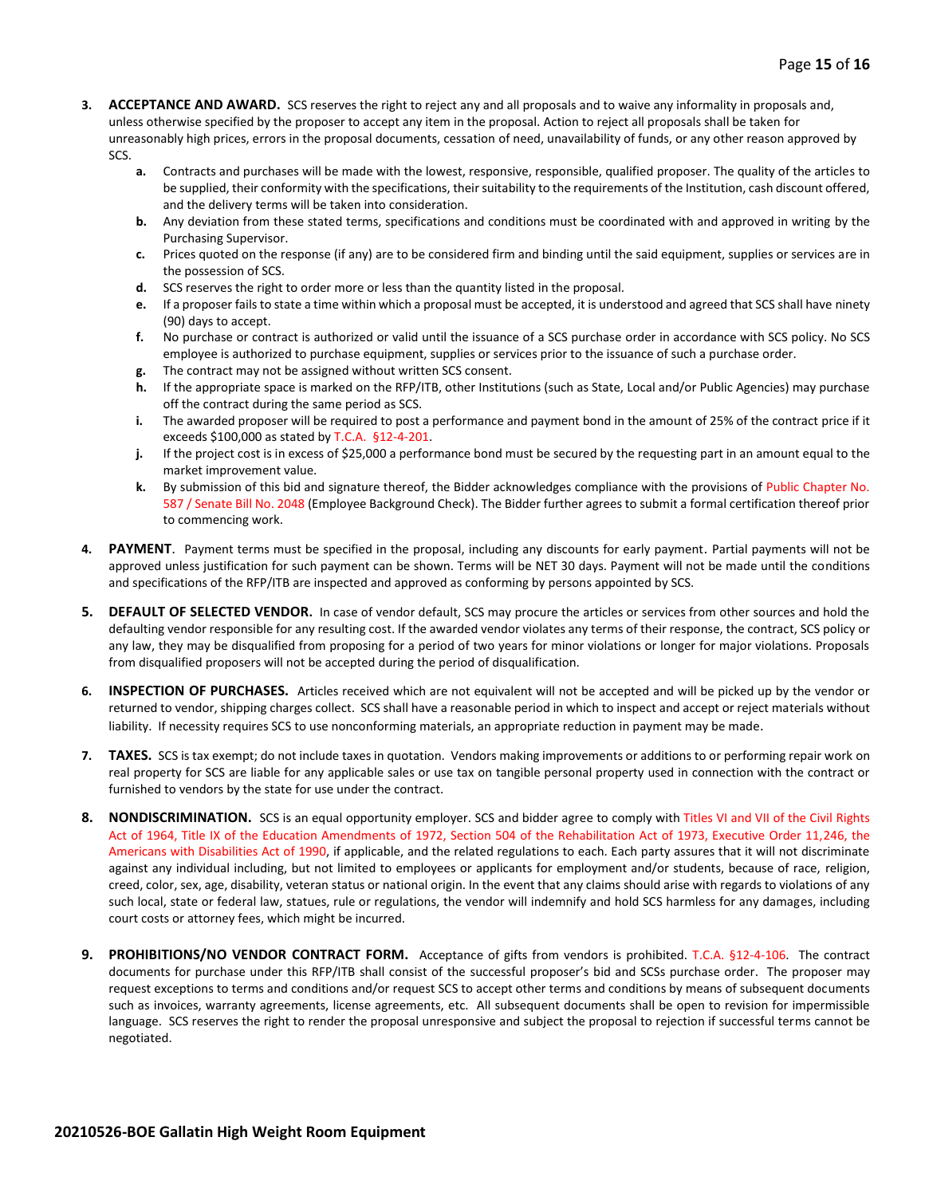3. **ACCEPTANCE AND AWARD.** SCS reserves the right to reject any and all proposals and to waive any informality in proposals and, unless otherwise specified by the proposer to accept any item in the proposal. Action to reject all proposals shall be taken for unreasonably high prices, errors in the proposal documents, cessation of need, unavailability of funds, or any other reason approved by SCS.
   - **a.** Contracts and purchases will be made with the lowest, responsive, responsible, qualified proposer. The quality of the articles to be supplied, their conformity with the specifications, their suitability to the requirements of the Institution, cash discount offered, and the delivery terms will be taken into consideration.
   - **b.** Any deviation from these stated terms, specifications and conditions must be coordinated with and approved in writing by the Purchasing Supervisor.
   - **c.** Prices quoted on the response (if any) are to be considered firm and binding until the said equipment, supplies or services are in the possession of SCS.
   - **d.** SCS reserves the right to order more or less than the quantity listed in the proposal.
   - **e.** If a proposer fails to state a time within which a proposal must be accepted, it is understood and agreed that SCS shall have ninety (90) days to accept.
   - **f.** No purchase or contract is authorized or valid until the issuance of a SCS purchase order in accordance with SCS policy. No SCS employee is authorized to purchase equipment, supplies or services prior to the issuance of such a purchase order.
   - **g.** The contract may not be assigned without written SCS consent.
   - **h.** If the appropriate space is marked on the RFP/ITB, other Institutions (such as State, Local and/or Public Agencies) may purchase off the contract during the same period as SCS.
   - **i.** The awarded proposer will be required to post a performance and payment bond in the amount of 25% of the contract price if it exceeds $100,000 as stated by T.C.A. §12-4-201.
   - **j.** If the project cost is in excess of $25,000 a performance bond must be secured by the requesting part in an amount equal to the market improvement value.
   - **k.** By submission of this bid and signature thereof, the Bidder acknowledges compliance with the provisions of Public Chapter No. 587 / Senate Bill No. 2048 (Employee Background Check). The Bidder further agrees to submit a formal certification thereof prior to commencing work.

4. **PAYMENT**. Payment terms must be specified in the proposal, including any discounts for early payment. Partial payments will not be approved unless justification for such payment can be shown. Terms will be NET 30 days. Payment will not be made until the conditions and specifications of the RFP/ITB are inspected and approved as conforming by persons appointed by SCS.

5. **DEFAULT OF SELECTED VENDOR.** In case of vendor default, SCS may procure the articles or services from other sources and hold the defaulting vendor responsible for any resulting cost. If the awarded vendor violates any terms of their response, the contract, SCS policy or any law, they may be disqualified from proposing for a period of two years for minor violations or longer for major violations. Proposals from disqualified proposers will not be accepted during the period of disqualification.

6. **INSPECTION OF PURCHASES.** Articles received which are not equivalent will not be accepted and will be picked up by the vendor or returned to vendor, shipping charges collect. SCS shall have a reasonable period in which to inspect and accept or reject materials without liability. If necessity requires SCS to use nonconforming materials, an appropriate reduction in payment may be made.

7. **TAXES.** SCS is tax exempt; do not include taxes in quotation. Vendors making improvements or additions to or performing repair work on real property for SCS are liable for any applicable sales or use tax on tangible personal property used in connection with the contract or furnished to vendors by the state for use under the contract.

8. **NONDISCRIMINATION.** SCS is an equal opportunity employer. SCS and bidder agree to comply with Titles VI and VII of the Civil Rights Act of 1964, Title IX of the Education Amendments of 1972, Section 504 of the Rehabilitation Act of 1973, Executive Order 11,246, the Americans with Disabilities Act of 1990, if applicable, and the related regulations to each. Each party assures that it will not discriminate against any individual including, but not limited to employees or applicants for employment and/or students, because of race, religion, creed, color, sex, age, disability, veteran status or national origin. In the event that any claims should arise with regards to violations of any such local, state or federal law, statues, rule or regulations, the vendor will indemnify and hold SCS harmless for any damages, including court costs or attorney fees, which might be incurred.

9. **PROHIBITIONS/NO VENDOR CONTRACT FORM.** Acceptance of gifts from vendors is prohibited. T.C.A. §12-4-106. The contract documents for purchase under this RFP/ITB shall consist of the successful proposer's bid and SCSs purchase order. The proposer may request exceptions to terms and conditions and/or request SCS to accept other terms and conditions by means of subsequent documents such as invoices, warranty agreements, license agreements, etc. All subsequent documents shall be open to revision for impermissible language. SCS reserves the right to render the proposal unresponsive and subject the proposal to rejection if successful terms cannot be negotiated.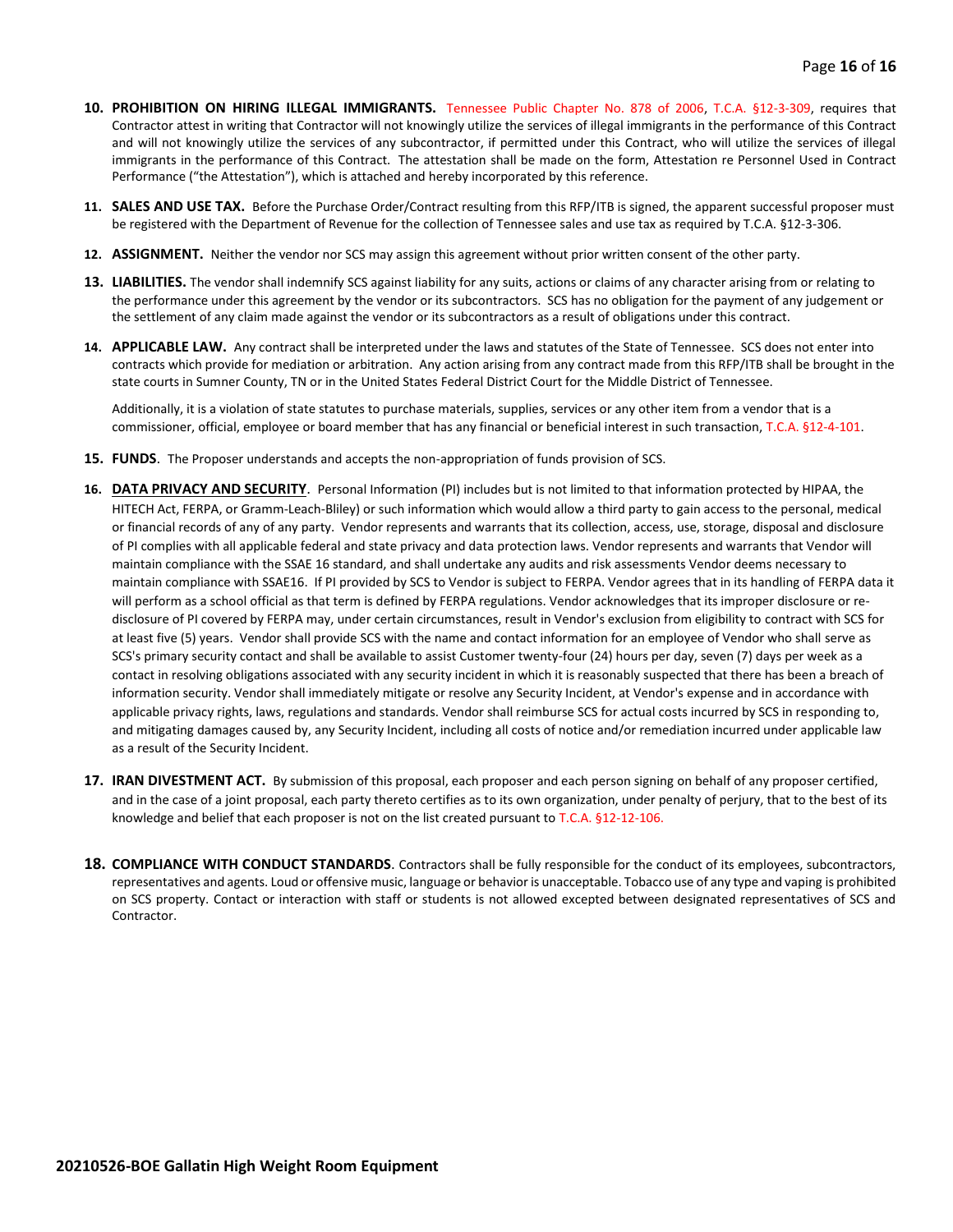10. **PROHIBITION ON HIRING ILLEGAL IMMIGRANTS.** Tennessee Public Chapter No. 878 of 2006, T.C.A. §12-3-309, requires that Contractor attest in writing that Contractor will not knowingly utilize the services of illegal immigrants in the performance of this Contract and will not knowingly utilize the services of any subcontractor, if permitted under this Contract, who will utilize the services of illegal immigrants in the performance of this Contract. The attestation shall be made on the form, Attestation re Personnel Used in Contract Performance ("the Attestation"), which is attached and hereby incorporated by this reference.

11. **SALES AND USE TAX.** Before the Purchase Order/Contract resulting from this RFP/ITB is signed, the apparent successful proposer must be registered with the Department of Revenue for the collection of Tennessee sales and use tax as required by T.C.A. §12-3-306.

12. **ASSIGNMENT.** Neither the vendor nor SCS may assign this agreement without prior written consent of the other party.

13. **LIABILITIES.** The vendor shall indemnify SCS against liability for any suits, actions or claims of any character arising from or relating to the performance under this agreement by the vendor or its subcontractors. SCS has no obligation for the payment of any judgement or the settlement of any claim made against the vendor or its subcontractors as a result of obligations under this contract.

14. **APPLICABLE LAW.** Any contract shall be interpreted under the laws and statutes of the State of Tennessee. SCS does not enter into contracts which provide for mediation or arbitration. Any action arising from any contract made from this RFP/ITB shall be brought in the state courts in Sumner County, TN or in the United States Federal District Court for the Middle District of Tennessee.

    Additionally, it is a violation of state statutes to purchase materials, supplies, services or any other item from a vendor that is a commissioner, official, employee or board member that has any financial or beneficial interest in such transaction, T.C.A. §12-4-101.

15. **FUNDS**. The Proposer understands and accepts the non-appropriation of funds provision of SCS.

16. **DATA PRIVACY AND SECURITY**. Personal Information (PI) includes but is not limited to that information protected by HIPAA, the HITECH Act, FERPA, or Gramm-Leach-Bliley) or such information which would allow a third party to gain access to the personal, medical or financial records of any of any party. Vendor represents and warrants that its collection, access, use, storage, disposal and disclosure of PI complies with all applicable federal and state privacy and data protection laws. Vendor represents and warrants that Vendor will maintain compliance with the SSAE 16 standard, and shall undertake any audits and risk assessments Vendor deems necessary to maintain compliance with SSAE16. If PI provided by SCS to Vendor is subject to FERPA. Vendor agrees that in its handling of FERPA data it will perform as a school official as that term is defined by FERPA regulations. Vendor acknowledges that its improper disclosure or re-disclosure of PI covered by FERPA may, under certain circumstances, result in Vendor's exclusion from eligibility to contract with SCS for at least five (5) years. Vendor shall provide SCS with the name and contact information for an employee of Vendor who shall serve as SCS's primary security contact and shall be available to assist Customer twenty-four (24) hours per day, seven (7) days per week as a contact in resolving obligations associated with any security incident in which it is reasonably suspected that there has been a breach of information security. Vendor shall immediately mitigate or resolve any Security Incident, at Vendor's expense and in accordance with applicable privacy rights, laws, regulations and standards. Vendor shall reimburse SCS for actual costs incurred by SCS in responding to, and mitigating damages caused by, any Security Incident, including all costs of notice and/or remediation incurred under applicable law as a result of the Security Incident.

17. **IRAN DIVESTMENT ACT.** By submission of this proposal, each proposer and each person signing on behalf of any proposer certified, and in the case of a joint proposal, each party thereto certifies as to its own organization, under penalty of perjury, that to the best of its knowledge and belief that each proposer is not on the list created pursuant to T.C.A. §12-12-106.

18. **COMPLIANCE WITH CONDUCT STANDARDS**. Contractors shall be fully responsible for the conduct of its employees, subcontractors, representatives and agents. Loud or offensive music, language or behavior is unacceptable. Tobacco use of any type and vaping is prohibited on SCS property. Contact or interaction with staff or students is not allowed excepted between designated representatives of SCS and Contractor.